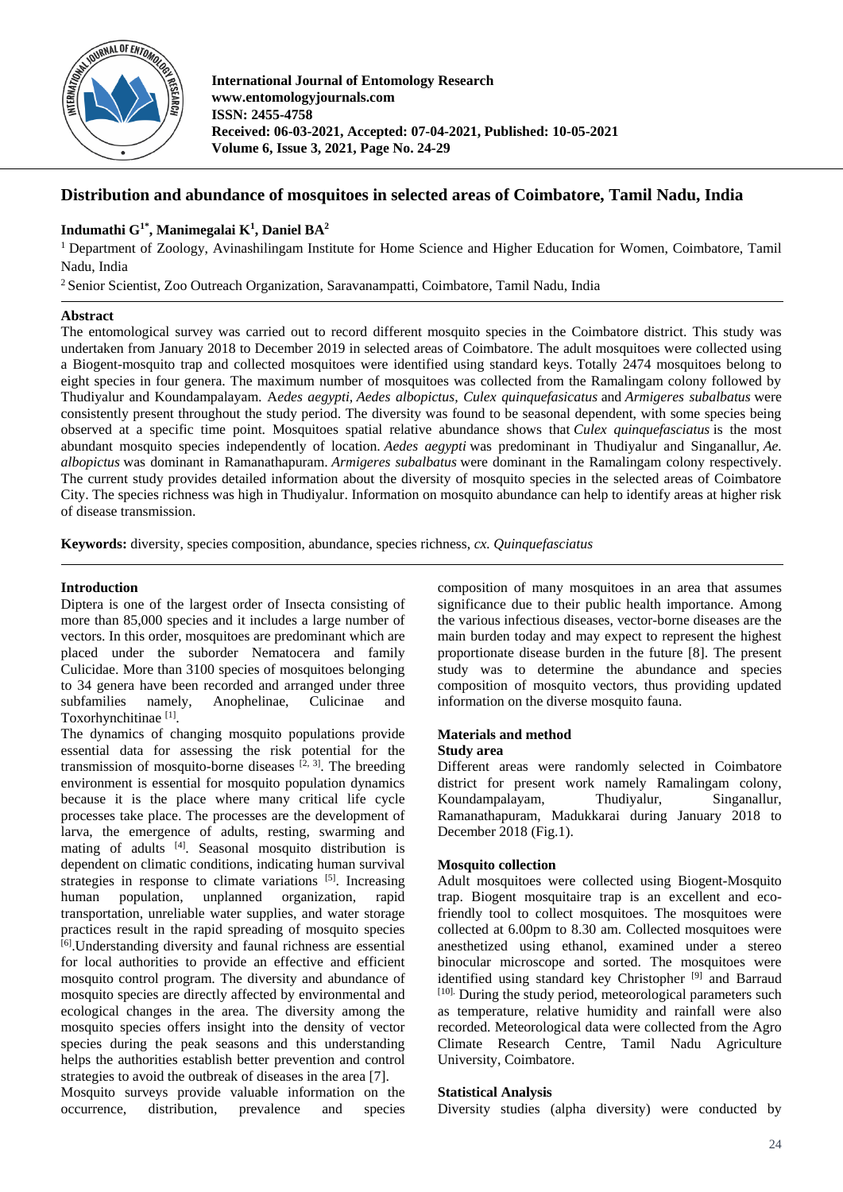International Journal of Entomology Research
www.entomologyjournals.com
ISSN: 2455-4758
Received: 06-03-2021, Accepted: 07-04-2021, Published: 10-05-2021

# Distribution and abundance of mosquitoes in selected areas of Coimbatore, Tamil Nadu, India

**Indumathi G[1*], Manimegalai K[1], Daniel BA[2]**

[1] Department of Zoology, Avinashilingam Institute for Home Science and Higher Education for Women, Coimbatore, Tamil Nadu, India

[2] Senior Scientist, Zoo Outreach Organization, Saravanampatti, Coimbatore, Tamil Nadu, India

## Abstract

The entomological survey was carried out to record different mosquito species in the Coimbatore district. This study was undertaken from January 2018 to December 2019 in selected areas of Coimbatore. The adult mosquitoes were collected using a Biogent-mosquito trap and collected mosquitoes were identified using standard keys. Totally 2474 mosquitoes belong to eight species in four genera. The maximum number of mosquitoes was collected from the Ramalingam colony followed by Thudiyalur and Koundampalayam. A*edes aegypti, Aedes albopictus, Culex quinquefasicatus* and *Armigeres subalbatus* were consistently present throughout the study period. The diversity was found to be seasonal dependent, with some species being observed at a specific time point. Mosquitoes spatial relative abundance shows that *Culex quinquefasciatus* is the most abundant mosquito species independently of location. *Aedes aegypti* was predominant in Thudiyalur and Singanallur, *Ae. albopictus* was dominant in Ramanathapuram. *Armigeres subalbatus* were dominant in the Ramalingam colony respectively. The current study provides detailed information about the diversity of mosquito species in the selected areas of Coimbatore City. The species richness was high in Thudiyalur. Information on mosquito abundance can help to identify areas at higher risk of disease transmission.

**Keywords:** diversity, species composition, abundance, species richness, *cx. Quinquefasciatus*

## Introduction

Diptera is one of the largest order of Insecta consisting of more than 85,000 species and it includes a large number of vectors. In this order, mosquitoes are predominant which are placed under the suborder Nematocera and family Culicidae. More than 3100 species of mosquitoes belonging to 34 genera have been recorded and arranged under three subfamilies namely, Anophelinae, Culicinae and Toxorhynchitinae [1].

The dynamics of changing mosquito populations provide essential data for assessing the risk potential for the transmission of mosquito-borne diseases [2, 3]. The breeding environment is essential for mosquito population dynamics because it is the place where many critical life cycle processes take place. The processes are the development of larva, the emergence of adults, resting, swarming and mating of adults [4]. Seasonal mosquito distribution is dependent on climatic conditions, indicating human survival strategies in response to climate variations [5]. Increasing human population, unplanned organization, rapid transportation, unreliable water supplies, and water storage practices result in the rapid spreading of mosquito species [6].Understanding diversity and faunal richness are essential for local authorities to provide an effective and efficient mosquito control program. The diversity and abundance of mosquito species are directly affected by environmental and ecological changes in the area. The diversity among the mosquito species offers insight into the density of vector species during the peak seasons and this understanding helps the authorities establish better prevention and control strategies to avoid the outbreak of diseases in the area [7].

Mosquito surveys provide valuable information on the occurrence, distribution, prevalence and species composition of many mosquitoes in an area that assumes significance due to their public health importance. Among the various infectious diseases, vector-borne diseases are the main burden today and may expect to represent the highest proportionate disease burden in the future [8]. The present study was to determine the abundance and species composition of mosquito vectors, thus providing updated information on the diverse mosquito fauna.

## Materials and method

### Study area

Different areas were randomly selected in Coimbatore district for present work namely Ramalingam colony, Koundampalayam, Thudiyalur, Singanallur, Ramanathapuram, Madukkarai during January 2018 to December 2018 (Fig.1).

### Mosquito collection

Adult mosquitoes were collected using Biogent-Mosquito trap. Biogent mosquitaire trap is an excellent and eco-friendly tool to collect mosquitoes. The mosquitoes were collected at 6.00pm to 8.30 am. Collected mosquitoes were anesthetized using ethanol, examined under a stereo binocular microscope and sorted. The mosquitoes were identified using standard key Christopher [9] and Barraud [10]. During the study period, meteorological parameters such as temperature, relative humidity and rainfall were also recorded. Meteorological data were collected from the Agro Climate Research Centre, Tamil Nadu Agriculture University, Coimbatore.

### Statistical Analysis

Diversity studies (alpha diversity) were conducted by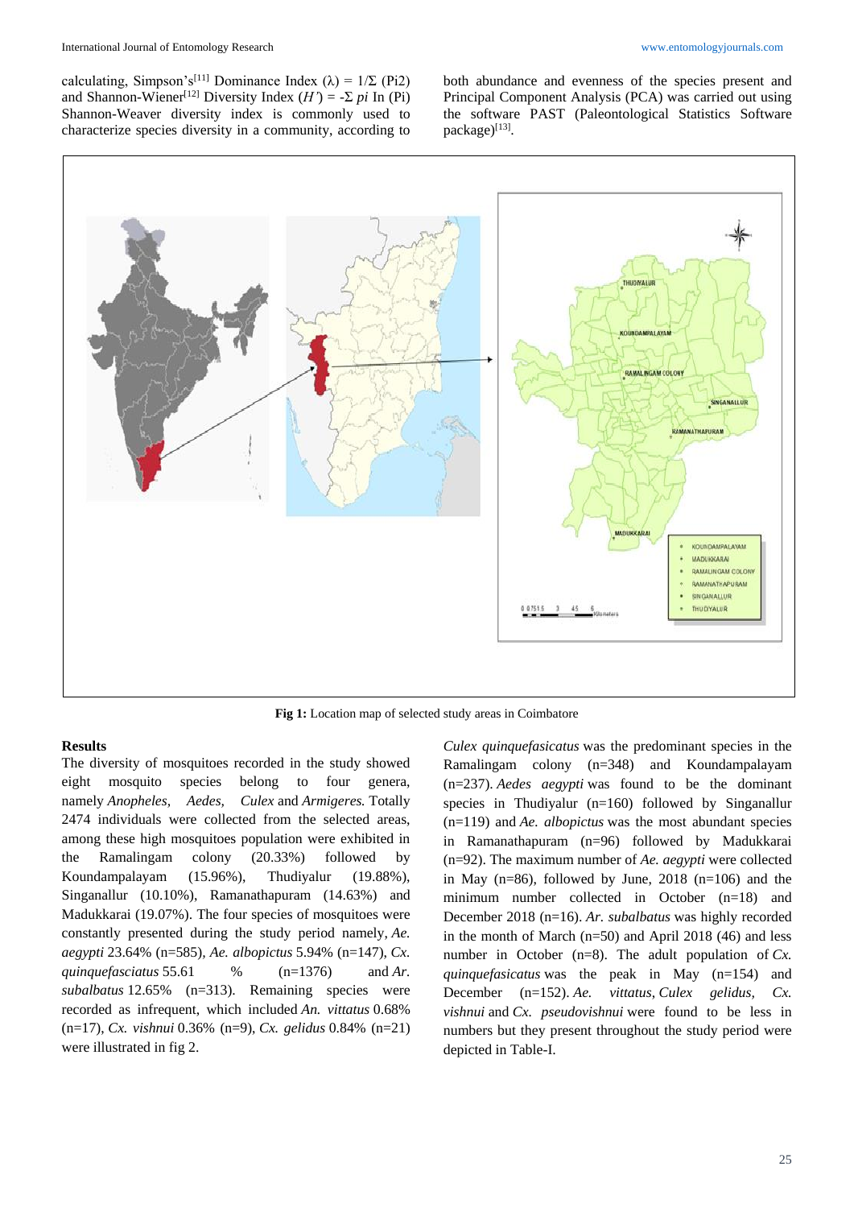calculating, Simpson's[11] Dominance Index (λ) = 1/Σ (Pi2) and Shannon-Wiener[12] Diversity Index ($H'$) = -Σ *pi* In (Pi) Shannon-Weaver diversity index is commonly used to characterize species diversity in a community, according to both abundance and evenness of the species present and Principal Component Analysis (PCA) was carried out using the software PAST (Paleontological Statistics Software package)[13].

**Fig 1:** Location map of selected study areas in Coimbatore

## Results

The diversity of mosquitoes recorded in the study showed eight mosquito species belong to four genera, namely *Anopheles, Aedes, Culex* and *Armigeres.* Totally 2474 individuals were collected from the selected areas, among these high mosquitoes population were exhibited in the Ramalingam colony (20.33%) followed by Koundampalayam (15.96%), Thudiyalur (19.88%), Singanallur (10.10%), Ramanathapuram (14.63%) and Madukkarai (19.07%). The four species of mosquitoes were constantly presented during the study period namely, *Ae. aegypti* 23.64% (n=585), *Ae. albopictus* 5.94% (n=147), *Cx. quinquefasciatus* 55.61 % (n=1376) and *Ar. subalbatus* 12.65% (n=313). Remaining species were recorded as infrequent, which included *An. vittatus* 0.68% (n=17), *Cx. vishnui* 0.36% (n=9), *Cx. gelidus* 0.84% (n=21) were illustrated in fig 2.

*Culex quinquefasicatus* was the predominant species in the Ramalingam colony (n=348) and Koundampalayam (n=237). *Aedes aegypti* was found to be the dominant species in Thudiyalur (n=160) followed by Singanallur (n=119) and *Ae. albopictus* was the most abundant species in Ramanathapuram (n=96) followed by Madukkarai (n=92). The maximum number of *Ae. aegypti* were collected in May (n=86), followed by June, 2018 (n=106) and the minimum number collected in October (n=18) and December 2018 (n=16). *Ar. subalbatus* was highly recorded in the month of March (n=50) and April 2018 (46) and less number in October (n=8). The adult population of *Cx. quinquefasicatus* was the peak in May (n=154) and December (n=152). *Ae. vittatus, Culex gelidus, Cx. vishnui* and *Cx. pseudovishnui* were found to be less in numbers but they present throughout the study period were depicted in Table-I.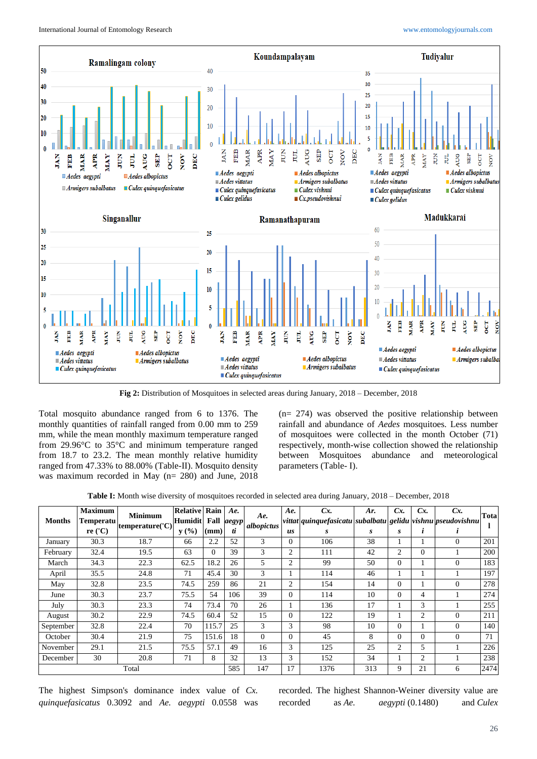Fig 2: Distribution of Mosquitoes in selected areas during January, 2018 – December, 2018

Total mosquito abundance ranged from 6 to 1376. The monthly quantities of rainfall ranged from 0.00 mm to 259 mm, while the mean monthly maximum temperature ranged from 29.96°C to 35°C and minimum temperature ranged from 18.7 to 23.2. The mean monthly relative humidity ranged from 47.33% to 88.00% (Table-II). Mosquito density was maximum recorded in May (n= 280) and June, 2018 (n= 274) was observed the positive relationship between rainfall and abundance of *Aedes* mosquitoes. Less number of mosquitoes were collected in the month October (71) respectively, month-wise collection showed the relationship between Mosquitoes abundance and meteorological parameters (Table- I).

**Table I:** Month wise diversity of mosquitoes recorded in selected area during January, 2018 – December, 2018

| Months | Maximum Temperature (°C) | Minimum temperature(°C) | Relative Humidity (%) | Rain Fall (mm) | *Ae. aegypti* | *Ae. albopictus* | *Ae. vittatus* | *Cx. quinquefasicatus* | *Ar. subalbatus* | *Cx. gelidus* | *Cx. vishnui* | *Cx. pseudovishnui* | Total |
|---|---|---|---|---|---|---|---|---|---|---|---|---|---|
| January | 30.3 | 18.7 | 66 | 2.2 | 52 | 3 | 0 | 106 | 38 | 1 | 1 | 0 | 201 |
| February | 32.4 | 19.5 | 63 | 0 | 39 | 3 | 2 | 111 | 42 | 2 | 0 | 1 | 200 |
| March | 34.3 | 22.3 | 62.5 | 18.2 | 26 | 5 | 2 | 99 | 50 | 0 | 1 | 0 | 183 |
| April | 35.5 | 24.8 | 71 | 45.4 | 30 | 3 | 1 | 114 | 46 | 1 | 1 | 1 | 197 |
| May | 32.8 | 23.5 | 74.5 | 259 | 86 | 21 | 2 | 154 | 14 | 0 | 1 | 0 | 278 |
| June | 30.3 | 23.7 | 75.5 | 54 | 106 | 39 | 0 | 114 | 10 | 0 | 4 | 1 | 274 |
| July | 30.3 | 23.3 | 74 | 73.4 | 70 | 26 | 1 | 136 | 17 | 1 | 3 | 1 | 255 |
| August | 30.2 | 22.9 | 74.5 | 60.4 | 52 | 15 | 0 | 122 | 19 | 1 | 2 | 0 | 211 |
| September | 32.8 | 22.4 | 70 | 115.7 | 25 | 3 | 3 | 98 | 10 | 0 | 1 | 0 | 140 |
| October | 30.4 | 21.9 | 75 | 151.6 | 18 | 0 | 0 | 45 | 8 | 0 | 0 | 0 | 71 |
| November | 29.1 | 21.5 | 75.5 | 57.1 | 49 | 16 | 3 | 125 | 25 | 2 | 5 | 1 | 226 |
| December | 30 | 20.8 | 71 | 8 | 32 | 13 | 3 | 152 | 34 | 1 | 2 | 1 | 238 |
| Total | | | | | 585 | 147 | 17 | 1376 | 313 | 9 | 21 | 6 | 2474 |

The highest Simpson's dominance index value of *Cx. quinquefasicatus* 0.3092 and *Ae. aegypti* 0.0558 was recorded. The highest Shannon-Weiner diversity value are recorded as *Ae. aegypti* (0.1480) and *Culex*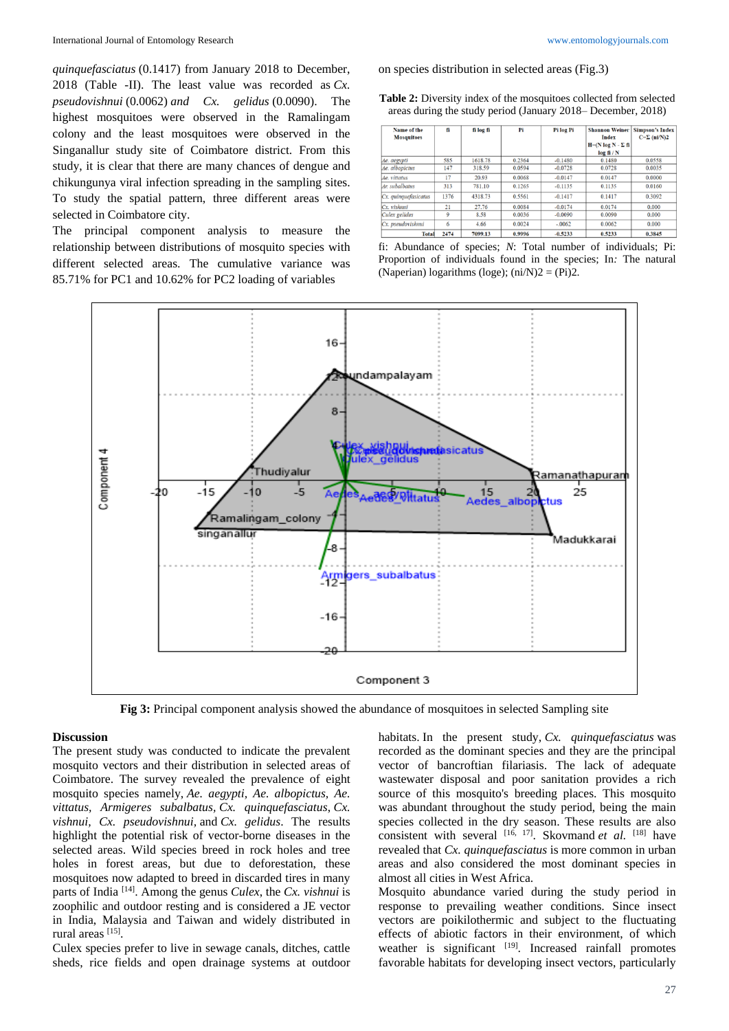*quinquefasciatus* (0.1417) from January 2018 to December, 2018 (Table -II). The least value was recorded as *Cx. pseudovishnui* (0.0062) *and Cx. gelidus* (0.0090). The highest mosquitoes were observed in the Ramalingam colony and the least mosquitoes were observed in the Singanallur study site of Coimbatore district. From this study, it is clear that there are many chances of dengue and chikungunya viral infection spreading in the sampling sites. To study the spatial pattern, three different areas were selected in Coimbatore city.

The principal component analysis to measure the relationship between distributions of mosquito species with different selected areas. The cumulative variance was 85.71% for PC1 and 10.62% for PC2 loading of variables on species distribution in selected areas (Fig.3)

**Table 2:** Diversity index of the mosquitoes collected from selected areas during the study period (January 2018– December, 2018)

| Name of the Mosquitoes | fi | fi log fi | Pi | Pi log Pi | Shannon Weiner Index H=(N log N - Σ fi log fi / N | Simpson's Index C=Σ (ni/N)2 |
|---|---|---|---|---|---|---|
| *Ae. aegypti* | 585 | 1618.78 | 0.2364 | -0.1480 | 0.1480 | 0.0558 |
| *Ae. albopictus* | 147 | 318.59 | 0.0594 | -0.0728 | 0.0728 | 0.0035 |
| *Ae. vittatus* | 17 | 20.93 | 0.0068 | -0.0147 | 0.0147 | 0.0000 |
| *Ar. subalbatus* | 313 | 781.10 | 0.1265 | -0.1135 | 0.1135 | 0.0160 |
| *Cx. quinquefasciatus* | 1376 | 4318.73 | 0.5561 | -0.1417 | 0.1417 | 0.3092 |
| *Cx. vishnui* | 21 | 27.76 | 0.0084 | -0.0174 | 0.0174 | 0.000 |
| *Culex gelidus* | 9 | 8.58 | 0.0036 | -0.0090 | 0.0090 | 0.000 |
| *Cx. pseudovishnui* | 6 | 4.66 | 0.0024 | -.0062 | 0.0062 | 0.000 |
| Total | 2474 | 7099.13 | 0.9996 | -0.5233 | 0.5233 | 0.3845 |

fi: Abundance of species; *N*: Total number of individuals; Pi: Proportion of individuals found in the species; In*:* The natural (Naperian) logarithms (loge); (ni/N)2 = (Pi)2.

**Fig 3:** Principal component analysis showed the abundance of mosquitoes in selected Sampling site

## Discussion

The present study was conducted to indicate the prevalent mosquito vectors and their distribution in selected areas of Coimbatore. The survey revealed the prevalence of eight mosquito species namely, *Ae. aegypti, Ae. albopictus, Ae. vittatus, Armigeres subalbatus, Cx. quinquefasciatus, Cx. vishnui, Cx. pseudovishnui,* and *Cx. gelidus*. The results highlight the potential risk of vector-borne diseases in the selected areas. Wild species breed in rock holes and tree holes in forest areas, but due to deforestation, these mosquitoes now adapted to breed in discarded tires in many parts of India [14]. Among the genus *Culex*, the *Cx. vishnui* is zoophilic and outdoor resting and is considered a JE vector in India, Malaysia and Taiwan and widely distributed in rural areas [15].

Culex species prefer to live in sewage canals, ditches, cattle sheds, rice fields and open drainage systems at outdoor habitats. In the present study, *Cx. quinquefasciatus* was recorded as the dominant species and they are the principal vector of bancroftian filariasis. The lack of adequate wastewater disposal and poor sanitation provides a rich source of this mosquito's breeding places. This mosquito was abundant throughout the study period, being the main species collected in the dry season. These results are also consistent with several [16, 17]. Skovmand *et al.* [18] have revealed that *Cx. quinquefasciatus* is more common in urban areas and also considered the most dominant species in almost all cities in West Africa.

Mosquito abundance varied during the study period in response to prevailing weather conditions. Since insect vectors are poikilothermic and subject to the fluctuating effects of abiotic factors in their environment, of which weather is significant [19]. Increased rainfall promotes favorable habitats for developing insect vectors, particularly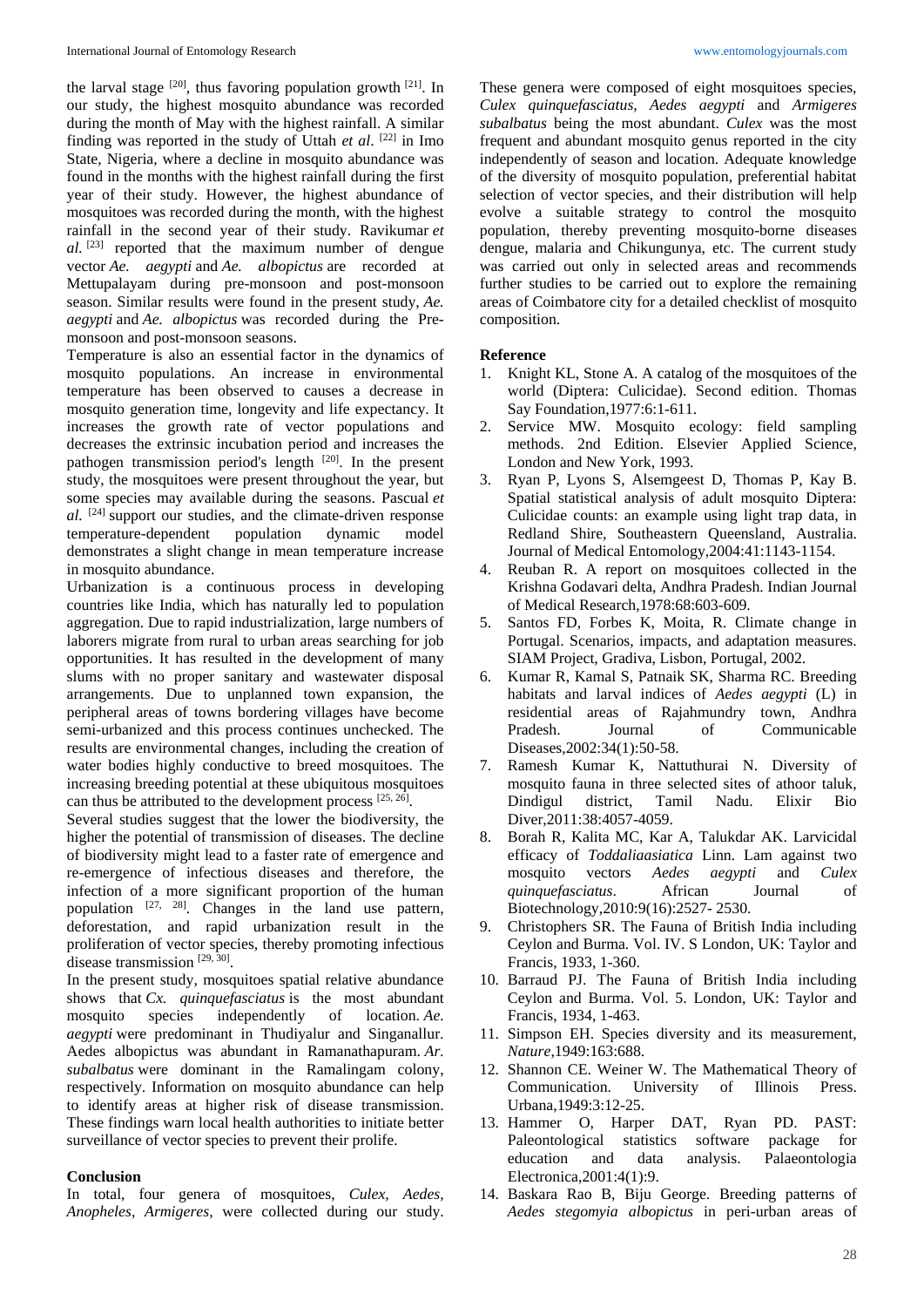the larval stage [20], thus favoring population growth [21]. In our study, the highest mosquito abundance was recorded during the month of May with the highest rainfall. A similar finding was reported in the study of Uttah *et al*. [22] in Imo State, Nigeria, where a decline in mosquito abundance was found in the months with the highest rainfall during the first year of their study. However, the highest abundance of mosquitoes was recorded during the month, with the highest rainfall in the second year of their study. Ravikumar *et al*. [23] reported that the maximum number of dengue vector *Ae. aegypti* and *Ae. albopictus* are recorded at Mettupalayam during pre-monsoon and post-monsoon season. Similar results were found in the present study, *Ae. aegypti* and *Ae. albopictus* was recorded during the Pre-monsoon and post-monsoon seasons.

Temperature is also an essential factor in the dynamics of mosquito populations. An increase in environmental temperature has been observed to causes a decrease in mosquito generation time, longevity and life expectancy. It increases the growth rate of vector populations and decreases the extrinsic incubation period and increases the pathogen transmission period's length [20]. In the present study, the mosquitoes were present throughout the year, but some species may available during the seasons. Pascual *et al*. [24] support our studies, and the climate-driven response temperature-dependent population dynamic model demonstrates a slight change in mean temperature increase in mosquito abundance.

Urbanization is a continuous process in developing countries like India, which has naturally led to population aggregation. Due to rapid industrialization, large numbers of laborers migrate from rural to urban areas searching for job opportunities. It has resulted in the development of many slums with no proper sanitary and wastewater disposal arrangements. Due to unplanned town expansion, the peripheral areas of towns bordering villages have become semi-urbanized and this process continues unchecked. The results are environmental changes, including the creation of water bodies highly conductive to breed mosquitoes. The increasing breeding potential at these ubiquitous mosquitoes can thus be attributed to the development process [25, 26].

Several studies suggest that the lower the biodiversity, the higher the potential of transmission of diseases. The decline of biodiversity might lead to a faster rate of emergence and re-emergence of infectious diseases and therefore, the infection of a more significant proportion of the human population [27, 28]. Changes in the land use pattern, deforestation, and rapid urbanization result in the proliferation of vector species, thereby promoting infectious disease transmission [29, 30].

In the present study, mosquitoes spatial relative abundance shows that *Cx. quinquefasciatus* is the most abundant mosquito species independently of location. *Ae. aegypti* were predominant in Thudiyalur and Singanallur. Aedes albopictus was abundant in Ramanathapuram. *Ar. subalbatus* were dominant in the Ramalingam colony, respectively. Information on mosquito abundance can help to identify areas at higher risk of disease transmission. These findings warn local health authorities to initiate better surveillance of vector species to prevent their prolife.

## Conclusion

In total, four genera of mosquitoes, *Culex, Aedes, Anopheles, Armigeres*, were collected during our study. These genera were composed of eight mosquitoes species, *Culex quinquefasciatus*, *Aedes aegypti* and *Armigeres subalbatus* being the most abundant. *Culex* was the most frequent and abundant mosquito genus reported in the city independently of season and location. Adequate knowledge of the diversity of mosquito population, preferential habitat selection of vector species, and their distribution will help evolve a suitable strategy to control the mosquito population, thereby preventing mosquito-borne diseases dengue, malaria and Chikungunya, etc. The current study was carried out only in selected areas and recommends further studies to be carried out to explore the remaining areas of Coimbatore city for a detailed checklist of mosquito composition.

## Reference

1. Knight KL, Stone A. A catalog of the mosquitoes of the world (Diptera: Culicidae). Second edition. Thomas Say Foundation,1977:6:1-611.
2. Service MW. Mosquito ecology: field sampling methods. 2nd Edition. Elsevier Applied Science, London and New York, 1993.
3. Ryan P, Lyons S, Alsemgeest D, Thomas P, Kay B. Spatial statistical analysis of adult mosquito Diptera: Culicidae counts: an example using light trap data, in Redland Shire, Southeastern Queensland, Australia. Journal of Medical Entomology,2004:41:1143-1154.
4. Reuban R. A report on mosquitoes collected in the Krishna Godavari delta, Andhra Pradesh. Indian Journal of Medical Research,1978:68:603-609.
5. Santos FD, Forbes K, Moita, R. Climate change in Portugal. Scenarios, impacts, and adaptation measures. SIAM Project, Gradiva, Lisbon, Portugal, 2002.
6. Kumar R, Kamal S, Patnaik SK, Sharma RC. Breeding habitats and larval indices of *Aedes aegypti* (L) in residential areas of Rajahmundry town, Andhra Pradesh. Journal of Communicable Diseases,2002:34(1):50-58.
7. Ramesh Kumar K, Nattuthurai N. Diversity of mosquito fauna in three selected sites of athoor taluk, Dindigul district, Tamil Nadu. Elixir Bio Diver,2011:38:4057-4059.
8. Borah R, Kalita MC, Kar A, Talukdar AK. Larvicidal efficacy of *Toddaliaasiatica* Linn. Lam against two mosquito vectors *Aedes aegypti* and *Culex quinquefasciatus*. African Journal of Biotechnology,2010:9(16):2527- 2530.
9. Christophers SR. The Fauna of British India including Ceylon and Burma. Vol. IV. S London, UK: Taylor and Francis, 1933, 1-360.
10. Barraud PJ. The Fauna of British India including Ceylon and Burma. Vol. 5. London, UK: Taylor and Francis, 1934, 1-463.
11. Simpson EH. Species diversity and its measurement, *Nature*,1949:163:688.
12. Shannon CE. Weiner W. The Mathematical Theory of Communication. University of Illinois Press. Urbana,1949:3:12-25.
13. Hammer O, Harper DAT, Ryan PD. PAST: Paleontological statistics software package for education and data analysis. Palaeontologia Electronica,2001:4(1):9.
14. Baskara Rao B, Biju George. Breeding patterns of *Aedes stegomyia albopictus* in peri-urban areas of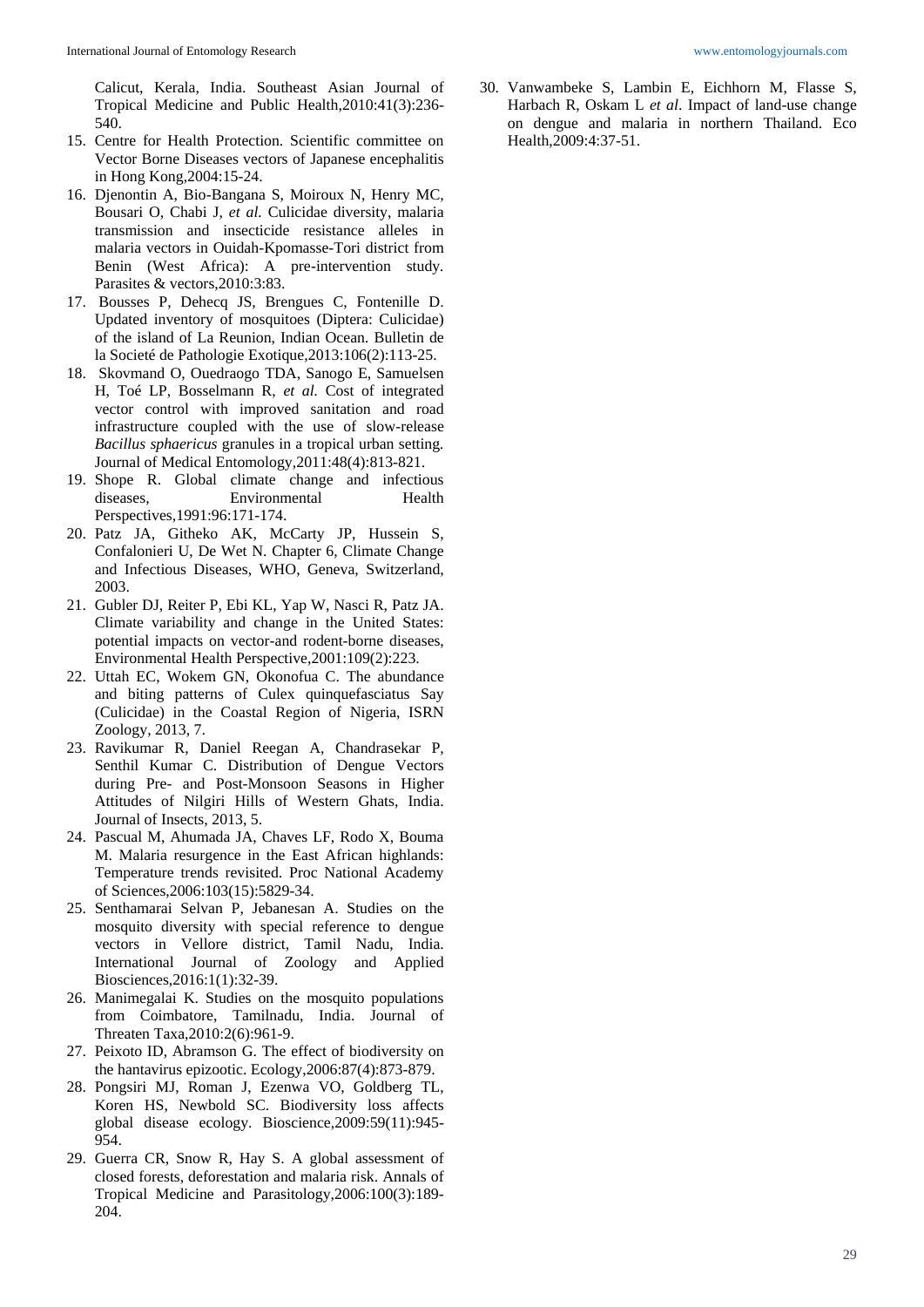Calicut, Kerala, India. Southeast Asian Journal of Tropical Medicine and Public Health,2010:41(3):236-540.

15. Centre for Health Protection. Scientific committee on Vector Borne Diseases vectors of Japanese encephalitis in Hong Kong,2004:15-24.
16. Djenontin A, Bio-Bangana S, Moiroux N, Henry MC, Bousari O, Chabi J, *et al.* Culicidae diversity, malaria transmission and insecticide resistance alleles in malaria vectors in Ouidah-Kpomasse-Tori district from Benin (West Africa): A pre-intervention study. Parasites & vectors,2010:3:83.
17. Bousses P, Dehecq JS, Brengues C, Fontenille D. Updated inventory of mosquitoes (Diptera: Culicidae) of the island of La Reunion, Indian Ocean. Bulletin de la Societé de Pathologie Exotique,2013:106(2):113-25.
18. Skovmand O, Ouedraogo TDA, Sanogo E, Samuelsen H, Toé LP, Bosselmann R, *et al.* Cost of integrated vector control with improved sanitation and road infrastructure coupled with the use of slow-release *Bacillus sphaericus* granules in a tropical urban setting. Journal of Medical Entomology,2011:48(4):813-821.
19. Shope R. Global climate change and infectious diseases, Environmental Health Perspectives,1991:96:171-174.
20. Patz JA, Githeko AK, McCarty JP, Hussein S, Confalonieri U, De Wet N. Chapter 6, Climate Change and Infectious Diseases, WHO, Geneva, Switzerland, 2003.
21. Gubler DJ, Reiter P, Ebi KL, Yap W, Nasci R, Patz JA. Climate variability and change in the United States: potential impacts on vector-and rodent-borne diseases, Environmental Health Perspective,2001:109(2):223.
22. Uttah EC, Wokem GN, Okonofua C. The abundance and biting patterns of Culex quinquefasciatus Say (Culicidae) in the Coastal Region of Nigeria, ISRN Zoology, 2013, 7.
23. Ravikumar R, Daniel Reegan A, Chandrasekar P, Senthil Kumar C. Distribution of Dengue Vectors during Pre- and Post-Monsoon Seasons in Higher Attitudes of Nilgiri Hills of Western Ghats, India. Journal of Insects, 2013, 5.
24. Pascual M, Ahumada JA, Chaves LF, Rodo X, Bouma M. Malaria resurgence in the East African highlands: Temperature trends revisited. Proc National Academy of Sciences,2006:103(15):5829-34.
25. Senthamarai Selvan P, Jebanesan A. Studies on the mosquito diversity with special reference to dengue vectors in Vellore district, Tamil Nadu, India. International Journal of Zoology and Applied Biosciences,2016:1(1):32-39.
26. Manimegalai K. Studies on the mosquito populations from Coimbatore, Tamilnadu, India. Journal of Threaten Taxa,2010:2(6):961-9.
27. Peixoto ID, Abramson G. The effect of biodiversity on the hantavirus epizootic. Ecology,2006:87(4):873-879.
28. Pongsiri MJ, Roman J, Ezenwa VO, Goldberg TL, Koren HS, Newbold SC. Biodiversity loss affects global disease ecology. Bioscience,2009:59(11):945-954.
29. Guerra CR, Snow R, Hay S. A global assessment of closed forests, deforestation and malaria risk. Annals of Tropical Medicine and Parasitology,2006:100(3):189-204.
30. Vanwambeke S, Lambin E, Eichhorn M, Flasse S, Harbach R, Oskam L *et al*. Impact of land-use change on dengue and malaria in northern Thailand. Eco Health,2009:4:37-51.